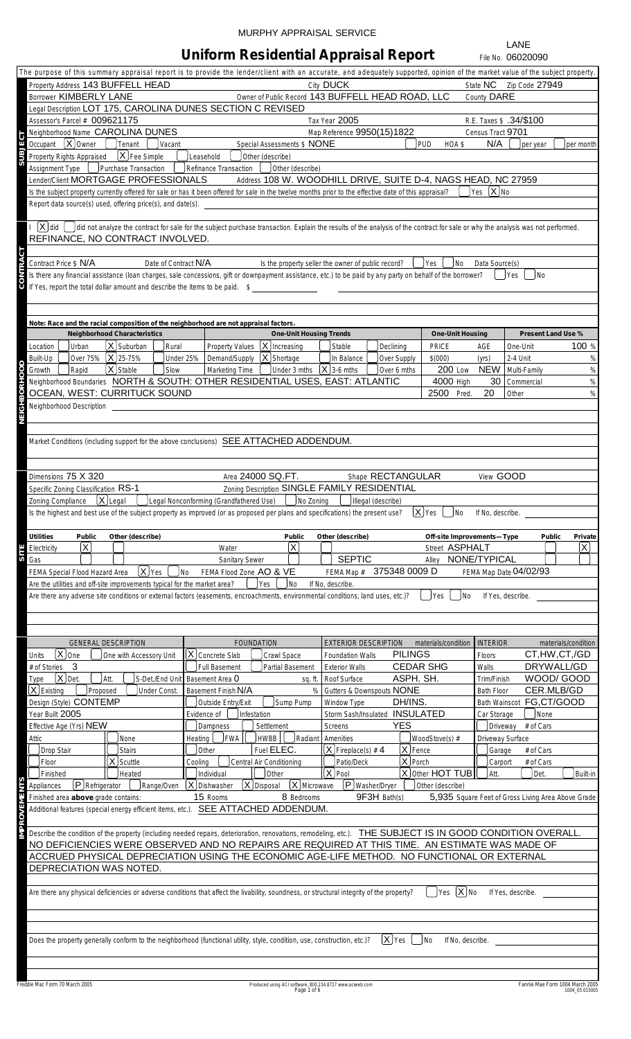MURPHY APPRAISAL SERVICE

LANE

# Uniform Residential Appraisal Report

File No. 06020090

The purpose of this summary appraisal report is to provide the lender/client with an accurate, and adequately supported, opinion of the market value of the subject property.

## SUBJECT

Property Address 143 BUFFELL HEAD | City DUCK | State NC | Zip Code 27949

Borrower KIMBERLY LANE | Owner of Public Record 143 BUFFELL HEAD ROAD, LLC | County DARE

Legal Description LOT 175, CAROLINA DUNES SECTION C REVISED

Assessor's Parcel # 009621175 | Tax Year 2005 | R.E. Taxes $ .34/$100

Neighborhood Name CAROLINA DUNES | Map Reference 9950(15)1822 | Census Tract 9701

Occupant [X] Owner [ ] Tenant [ ] Vacant | Special Assessments $ NONE | [ ] PUD | HOA $ N/A [ ] per year [ ] per month

Property Rights Appraised [X] Fee Simple [ ] Leasehold [ ] Other (describe)

Assignment Type [ ] Purchase Transaction [ ] Refinance Transaction [ ] Other (describe)

Lender/Client MORTGAGE PROFESSIONALS | Address 108 W. WOODHILL DRIVE, SUITE D-4, NAGS HEAD, NC 27959

Is the subject property currently offered for sale or has it been offered for sale in the twelve months prior to the effective date of this appraisal? [ ] Yes [X] No

Report data source(s) used, offering price(s), and date(s).

## CONTRACT

I [X] did [ ] did not analyze the contract for sale for the subject purchase transaction. Explain the results of the analysis of the contract for sale or why the analysis was not performed.
REFINANCE, NO CONTRACT INVOLVED.

Contract Price $ N/A | Date of Contract N/A | Is the property seller the owner of public record? [ ] Yes [ ] No | Data Source(s)

Is there any financial assistance (loan charges, sale concessions, gift or downpayment assistance, etc.) to be paid by any party on behalf of the borrower? [ ] Yes [ ] No

If Yes, report the total dollar amount and describe the items to be paid. $

## NEIGHBORHOOD

**Note: Race and the racial composition of the neighborhood are not appraisal factors.**

| Neighborhood Characteristics | One-Unit Housing Trends | One-Unit Housing | Present Land Use % |
|---|---|---|---|
| Location [ ] Urban [X] Suburban [ ] Rural | Property Values [X] Increasing [ ] Stable [ ] Declining | PRICE $(000) / AGE (yrs) | One-Unit 100 % |
| Built-Up [ ] Over 75% [X] 25-75% [ ] Under 25% | Demand/Supply [X] Shortage [ ] In Balance [ ] Over Supply | 200 Low / NEW | 2-4 Unit % |
| Growth [ ] Rapid [X] Stable [ ] Slow | Marketing Time [ ] Under 3 mths [X] 3-6 mths [ ] Over 6 mths | 4000 High / 30 | Multi-Family % |
| | | 2500 Pred. / 20 | Commercial % |
| | | | Other % |

Neighborhood Boundaries NORTH & SOUTH: OTHER RESIDENTIAL USES, EAST: ATLANTIC OCEAN, WEST: CURRITUCK SOUND

Neighborhood Description

Market Conditions (including support for the above conclusions) SEE ATTACHED ADDENDUM.

## SITE

Dimensions 75 X 320 | Area 24000 SQ.FT. | Shape RECTANGULAR | View GOOD

Specific Zoning Classification RS-1 | Zoning Description SINGLE FAMILY RESIDENTIAL

Zoning Compliance [X] Legal [ ] Legal Nonconforming (Grandfathered Use) [ ] No Zoning [ ] Illegal (describe)

Is the highest and best use of the subject property as improved (or as proposed per plans and specifications) the present use? [X] Yes [ ] No If No, describe.

| Utilities | Public | Other (describe) | | Public | Other (describe) | Off-site Improvements—Type | Public | Private |
|---|---|---|---|---|---|---|---|---|
| Electricity | [X] | | Water | [X] | | Street ASPHALT | | [X] |
| Gas | | | Sanitary Sewer | | SEPTIC | Alley NONE/TYPICAL | | |

FEMA Special Flood Hazard Area [X] Yes [ ] No | FEMA Flood Zone AO & VE | FEMA Map # 375348 0009 D | FEMA Map Date 04/02/93

Are the utilities and off-site improvements typical for the market area? [ ] Yes [ ] No If No, describe.

Are there any adverse site conditions or external factors (easements, encroachments, environmental conditions, land uses, etc.)? [ ] Yes [ ] No If Yes, describe.

## IMPROVEMENTS

| GENERAL DESCRIPTION | FOUNDATION | EXTERIOR DESCRIPTION materials/condition | INTERIOR materials/condition |
|---|---|---|---|
| Units [X] One [ ] One with Accessory Unit | [X] Concrete Slab [ ] Crawl Space | Foundation Walls PILINGS | Floors CT,HW,CT,/GD |
| # of Stories 3 | [ ] Full Basement [ ] Partial Basement | Exterior Walls CEDAR SHG | Walls DRYWALL/GD |
| Type [X] Det. [ ] Att. [ ] S-Det./End Unit | Basement Area 0 sq. ft. | Roof Surface ASPH. SH. | Trim/Finish WOOD/ GOOD |
| [X] Existing [ ] Proposed [ ] Under Const. | Basement Finish N/A % | Gutters & Downspouts NONE | Bath Floor CER.MLB/GD |
| Design (Style) CONTEMP | [ ] Outside Entry/Exit [ ] Sump Pump | Window Type DH/INS. | Bath Wainscot FG,CT/GOOD |
| Year Built 2005 | Evidence of [ ] Infestation | Storm Sash/Insulated INSULATED | Car Storage [ ] None |
| Effective Age (Yrs) NEW | [ ] Dampness [ ] Settlement | Screens YES | [ ] Driveway # of Cars |
| Attic [ ] None | Heating [ ] FWA [ ] HWBB [ ] Radiant | Amenities [ ] WoodStove(s) # | Driveway Surface |
| [ ] Drop Stair [ ] Stairs | [ ] Other Fuel ELEC. | [X] Fireplace(s) # 4 [X] Fence | [ ] Garage # of Cars |
| [ ] Floor [X] Scuttle | Cooling [ ] Central Air Conditioning | [ ] Patio/Deck [X] Porch | [ ] Carport # of Cars |
| [ ] Finished [ ] Heated | [ ] Individual [ ] Other | [X] Pool [X] Other HOT TUB | [ ] Att. [ ] Det. [ ] Built-in |

Appliances [P] Refrigerator [ ] Range/Oven [X] Dishwasher [X] Disposal [X] Microwave [P] Washer/Dryer [ ] Other (describe)

Finished area **above** grade contains: 15 Rooms | 8 Bedrooms | 9F3H Bath(s) | 5,935 Square Feet of Gross Living Area Above Grade

Additional features (special energy efficient items, etc.). SEE ATTACHED ADDENDUM.

Describe the condition of the property (including needed repairs, deterioration, renovations, remodeling, etc.). THE SUBJECT IS IN GOOD CONDITION OVERALL. NO DEFICIENCIES WERE OBSERVED AND NO REPAIRS ARE REQUIRED AT THIS TIME. AN ESTIMATE WAS MADE OF ACCRUED PHYSICAL DEPRECIATION USING THE ECONOMIC AGE-LIFE METHOD. NO FUNCTIONAL OR EXTERNAL DEPRECIATION WAS NOTED.

Are there any physical deficiencies or adverse conditions that affect the livability, soundness, or structural integrity of the property? [ ] Yes [X] No If Yes, describe.

Does the property generally conform to the neighborhood (functional utility, style, condition, use, construction, etc.)? [X] Yes [ ] No If No, describe.

Freddie Mac Form 70 March 2005 | Produced using ACI software, 800.234.8727 www.aciweb.com | Fannie Mae Form 1004 March 2005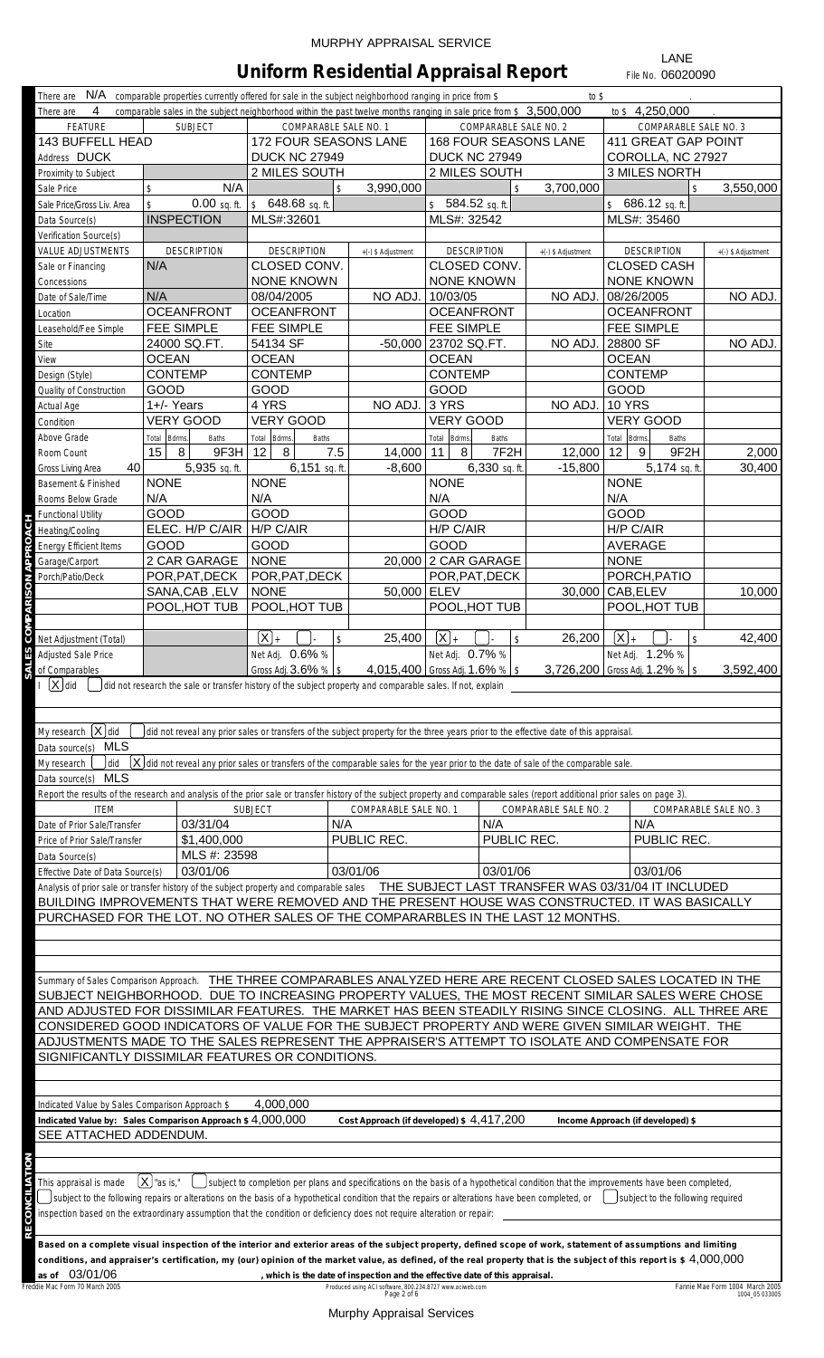MURPHY APPRAISAL SERVICE

# Uniform Residential Appraisal Report

LANE
File No. 06020090

There are N/A comparable properties currently offered for sale in the subject neighborhood ranging in price from $ to $ .

There are 4 comparable sales in the subject neighborhood within the past twelve months ranging in sale price from $ 3,500,000 to $ 4,250,000 .

| FEATURE | SUBJECT | COMPARABLE SALE NO. 1 | | COMPARABLE SALE NO. 2 | | COMPARABLE SALE NO. 3 | |
|---|---|---|---|---|---|---|---|
| Address | 143 BUFFELL HEAD DUCK | 172 FOUR SEASONS LANE DUCK NC 27949 | | 168 FOUR SEASONS LANE DUCK NC 27949 | | 411 GREAT GAP POINT COROLLA, NC 27927 | |
| Proximity to Subject | | 2 MILES SOUTH | | 2 MILES SOUTH | | 3 MILES NORTH | |
| Sale Price | $ N/A | | $ 3,990,000 | | $ 3,700,000 | | $ 3,550,000 |
| Sale Price/Gross Liv. Area | $ 0.00 sq. ft. | $ 648.68 sq. ft. | | $ 584.52 sq. ft. | | $ 686.12 sq. ft. | |
| Data Source(s) | INSPECTION | MLS#:32601 | | MLS#: 32542 | | MLS#: 35460 | |
| Verification Source(s) | | | | | | | |
| VALUE ADJUSTMENTS | DESCRIPTION | DESCRIPTION | +(-) $ Adjustment | DESCRIPTION | +(-) $ Adjustment | DESCRIPTION | +(-) $ Adjustment |
| Sale or Financing Concessions | N/A | CLOSED CONV. NONE KNOWN | | CLOSED CONV. NONE KNOWN | | CLOSED CASH NONE KNOWN | |
| Date of Sale/Time | N/A | 08/04/2005 | NO ADJ. | 10/03/05 | NO ADJ. | 08/26/2005 | NO ADJ. |
| Location | OCEANFRONT | OCEANFRONT | | OCEANFRONT | | OCEANFRONT | |
| Leasehold/Fee Simple | FEE SIMPLE | FEE SIMPLE | | FEE SIMPLE | | FEE SIMPLE | |
| Site | 24000 SQ.FT. | 54134 SF | -50,000 | 23702 SQ.FT. | NO ADJ. | 28800 SF | NO ADJ. |
| View | OCEAN | OCEAN | | OCEAN | | OCEAN | |
| Design (Style) | CONTEMP | CONTEMP | | CONTEMP | | CONTEMP | |
| Quality of Construction | GOOD | GOOD | | GOOD | | GOOD | |
| Actual Age | 1+/- Years | 4 YRS | NO ADJ. | 3 YRS | NO ADJ. | 10 YRS | |
| Condition | VERY GOOD | VERY GOOD | | VERY GOOD | | VERY GOOD | |
| Above Grade Room Count (Total / Bdrms. / Baths) | 15 / 8 / 9F3H | 12 / 8 / 7.5 | 14,000 | 11 / 8 / 7F2H | 12,000 | 12 / 9 / 9F2H | 2,000 |
| Gross Living Area 40 | 5,935 sq. ft. | 6,151 sq. ft. | -8,600 | 6,330 sq. ft. | -15,800 | 5,174 sq. ft. | 30,400 |
| Basement & Finished Rooms Below Grade | NONE N/A | NONE N/A | | NONE N/A | | NONE N/A | |
| Functional Utility | GOOD | GOOD | | GOOD | | GOOD | |
| Heating/Cooling | ELEC. H/P C/AIR | H/P C/AIR | | H/P C/AIR | | H/P C/AIR | |
| Energy Efficient Items | GOOD | GOOD | | GOOD | | AVERAGE | |
| Garage/Carport | 2 CAR GARAGE | NONE | 20,000 | 2 CAR GARAGE | | NONE | |
| Porch/Patio/Deck | POR,PAT,DECK | POR,PAT,DECK | | POR,PAT,DECK | | PORCH,PATIO | |
| | SANA,CAB ,ELV | NONE | 50,000 | ELEV | 30,000 | CAB,ELEV | 10,000 |
| | POOL,HOT TUB | POOL,HOT TUB | | POOL,HOT TUB | | POOL,HOT TUB | |
| Net Adjustment (Total) | | [X] + [ ] - | $ 25,400 | [X] + [ ] - | $ 26,200 | [X] + [ ] - | $ 42,400 |
| Adjusted Sale Price of Comparables | | Net Adj. 0.6 % Gross Adj. 3.6 % | $ 4,015,400 | Net Adj. 0.7 % Gross Adj. 1.6 % | $ 3,726,200 | Net Adj. 1.2 % Gross Adj. 1.2 % | $ 3,592,400 |

I [X] did [ ] did not research the sale or transfer history of the subject property and comparable sales. If not, explain

My research [X] did [ ] did not reveal any prior sales or transfers of the subject property for the three years prior to the effective date of this appraisal.

Data source(s) MLS

My research [ ] did [X] did not reveal any prior sales or transfers of the comparable sales for the year prior to the date of sale of the comparable sale.

Data source(s) MLS

Report the results of the research and analysis of the prior sale or transfer history of the subject property and comparable sales (report additional prior sales on page 3).

| ITEM | SUBJECT | COMPARABLE SALE NO. 1 | COMPARABLE SALE NO. 2 | COMPARABLE SALE NO. 3 |
|---|---|---|---|---|
| Date of Prior Sale/Transfer | 03/31/04 | N/A | N/A | N/A |
| Price of Prior Sale/Transfer | $1,400,000 | PUBLIC REC. | PUBLIC REC. | PUBLIC REC. |
| Data Source(s) | MLS #: 23598 | | | |
| Effective Date of Data Source(s) | 03/01/06 | 03/01/06 | 03/01/06 | 03/01/06 |

Analysis of prior sale or transfer history of the subject property and comparable sales THE SUBJECT LAST TRANSFER WAS 03/31/04 IT INCLUDED BUILDING IMPROVEMENTS THAT WERE REMOVED AND THE PRESENT HOUSE WAS CONSTRUCTED. IT WAS BASICALLY PURCHASED FOR THE LOT. NO OTHER SALES OF THE COMPARARBLES IN THE LAST 12 MONTHS.

Summary of Sales Comparison Approach. THE THREE COMPARABLES ANALYZED HERE ARE RECENT CLOSED SALES LOCATED IN THE SUBJECT NEIGHBORHOOD. DUE TO INCREASING PROPERTY VALUES, THE MOST RECENT SIMILAR SALES WERE CHOSE AND ADJUSTED FOR DISSIMILAR FEATURES. THE MARKET HAS BEEN STEADILY RISING SINCE CLOSING. ALL THREE ARE CONSIDERED GOOD INDICATORS OF VALUE FOR THE SUBJECT PROPERTY AND WERE GIVEN SIMILAR WEIGHT. THE ADJUSTMENTS MADE TO THE SALES REPRESENT THE APPRAISER'S ATTEMPT TO ISOLATE AND COMPENSATE FOR SIGNIFICANTLY DISSIMILAR FEATURES OR CONDITIONS.

Indicated Value by Sales Comparison Approach $ 4,000,000

**Indicated Value by: Sales Comparison Approach $** 4,000,000 **Cost Approach (if developed) $** 4,417,200 **Income Approach (if developed) $**

SEE ATTACHED ADDENDUM.

This appraisal is made [X] "as is," [ ] subject to completion per plans and specifications on the basis of a hypothetical condition that the improvements have been completed, [ ] subject to the following repairs or alterations on the basis of a hypothetical condition that the repairs or alterations have been completed, or [ ] subject to the following required inspection based on the extraordinary assumption that the condition or deficiency does not require alteration or repair:

**Based on a complete visual inspection of the interior and exterior areas of the subject property, defined scope of work, statement of assumptions and limiting conditions, and appraiser's certification, my (our) opinion of the market value, as defined, of the real property that is the subject of this report is $** 4,000,000 **as of** 03/01/06 **, which is the date of inspection and the effective date of this appraisal.**

Freddie Mac Form 70 March 2005 — Fannie Mae Form 1004 March 2005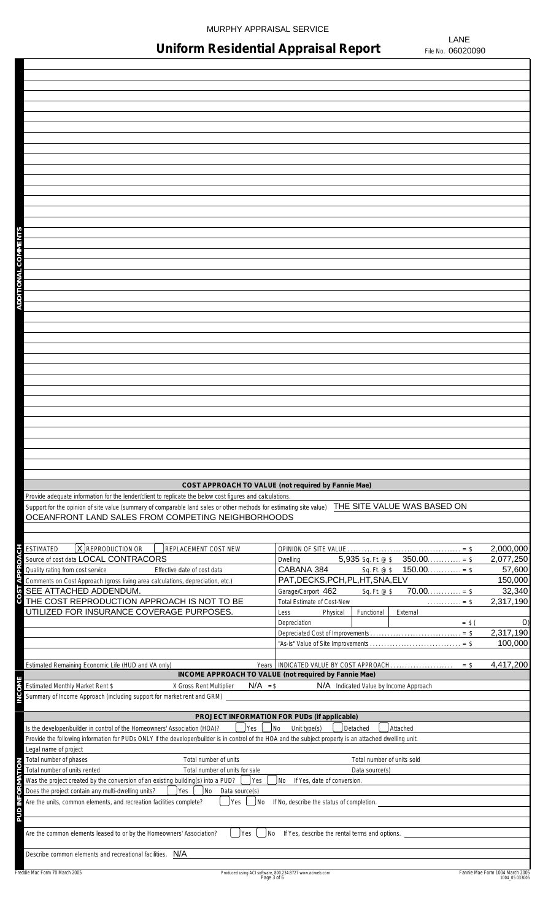MURPHY APPRAISAL SERVICE

# Uniform Residential Appraisal Report

LANE
File No. 06020090

## ADDITIONAL COMMENTS

## COST APPROACH TO VALUE (not required by Fannie Mae)

Provide adequate information for the lender/client to replicate the below cost figures and calculations.

Support for the opinion of site value (summary of comparable land sales or other methods for estimating site value) THE SITE VALUE WAS BASED ON OCEANFRONT LAND SALES FROM COMPETING NEIGHBORHOODS

ESTIMATED [X] REPRODUCTION OR [ ] REPLACEMENT COST NEW

Source of cost data LOCAL CONTRACORS

Quality rating from cost service    Effective date of cost data

Comments on Cost Approach (gross living area calculations, depreciation, etc.)

SEE ATTACHED ADDENDUM.
THE COST REPRODUCTION APPROACH IS NOT TO BE UTILIZED FOR INSURANCE COVERAGE PURPOSES.

| Item | | | Amount |
|---|---|---|---|
| OPINION OF SITE VALUE | | | = $ 2,000,000 |
| Dwelling | 5,935 Sq. Ft. @ $ | 350.00 | = $ 2,077,250 |
| CABANA 384 | Sq. Ft. @ $ | 150.00 | = $ 57,600 |
| PAT,DECKS,PCH,PL,HT,SNA,ELV | | | 150,000 |
| Garage/Carport 462 | Sq. Ft. @ $ | 70.00 | = $ 32,340 |
| Total Estimate of Cost-New | | | = $ 2,317,190 |
| Less Physical / Functional / External | | | |
| Depreciation | | | = $ ( 0) |
| Depreciated Cost of Improvements | | | = $ 2,317,190 |
| "As-is" Value of Site Improvements | | | = $ 100,000 |
| INDICATED VALUE BY COST APPROACH | | | = $ 4,417,200 |

Estimated Remaining Economic Life (HUD and VA only)    Years

## INCOME APPROACH TO VALUE (not required by Fannie Mae)

Estimated Monthly Market Rent $    X Gross Rent Multiplier    N/A = $    N/A Indicated Value by Income Approach

Summary of Income Approach (including support for market rent and GRM)

## PROJECT INFORMATION FOR PUDs (if applicable)

Is the developer/builder in control of the Homeowners' Association (HOA)? [ ] Yes [ ] No    Unit type(s) [ ] Detached [ ] Attached

Provide the following information for PUDs ONLY if the developer/builder is in control of the HOA and the subject property is an attached dwelling unit.

Legal name of project

Total number of phases    Total number of units    Total number of units sold

Total number of units rented    Total number of units for sale    Data source(s)

Was the project created by the conversion of an existing building(s) into a PUD? [ ] Yes [ ] No    If Yes, date of conversion.

Does the project contain any multi-dwelling units? [ ] Yes [ ] No    Data source(s)

Are the units, common elements, and recreation facilities complete? [ ] Yes [ ] No    If No, describe the status of completion.

Are the common elements leased to or by the Homeowners' Association? [ ] Yes [ ] No    If Yes, describe the rental terms and options.

Describe common elements and recreational facilities. N/A

Freddie Mac Form 70 March 2005    Fannie Mae Form 1004 March 2005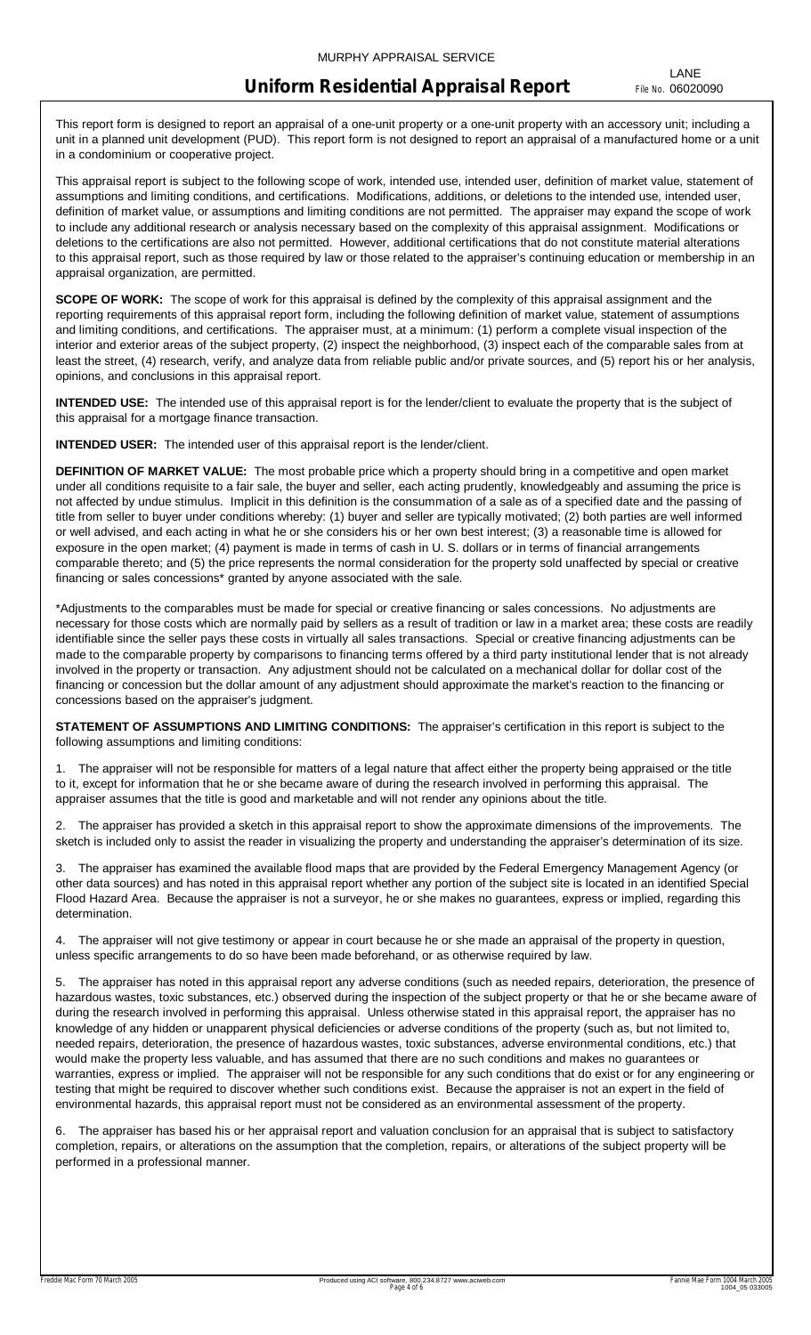# Uniform Residential Appraisal Report

This report form is designed to report an appraisal of a one-unit property or a one-unit property with an accessory unit; including a unit in a planned unit development (PUD). This report form is not designed to report an appraisal of a manufactured home or a unit in a condominium or cooperative project.

This appraisal report is subject to the following scope of work, intended use, intended user, definition of market value, statement of assumptions and limiting conditions, and certifications. Modifications, additions, or deletions to the intended use, intended user, definition of market value, or assumptions and limiting conditions are not permitted. The appraiser may expand the scope of work to include any additional research or analysis necessary based on the complexity of this appraisal assignment. Modifications or deletions to the certifications are also not permitted. However, additional certifications that do not constitute material alterations to this appraisal report, such as those required by law or those related to the appraiser's continuing education or membership in an appraisal organization, are permitted.

**SCOPE OF WORK:** The scope of work for this appraisal is defined by the complexity of this appraisal assignment and the reporting requirements of this appraisal report form, including the following definition of market value, statement of assumptions and limiting conditions, and certifications. The appraiser must, at a minimum: (1) perform a complete visual inspection of the interior and exterior areas of the subject property, (2) inspect the neighborhood, (3) inspect each of the comparable sales from at least the street, (4) research, verify, and analyze data from reliable public and/or private sources, and (5) report his or her analysis, opinions, and conclusions in this appraisal report.

**INTENDED USE:** The intended use of this appraisal report is for the lender/client to evaluate the property that is the subject of this appraisal for a mortgage finance transaction.

**INTENDED USER:** The intended user of this appraisal report is the lender/client.

**DEFINITION OF MARKET VALUE:** The most probable price which a property should bring in a competitive and open market under all conditions requisite to a fair sale, the buyer and seller, each acting prudently, knowledgeably and assuming the price is not affected by undue stimulus. Implicit in this definition is the consummation of a sale as of a specified date and the passing of title from seller to buyer under conditions whereby: (1) buyer and seller are typically motivated; (2) both parties are well informed or well advised, and each acting in what he or she considers his or her own best interest; (3) a reasonable time is allowed for exposure in the open market; (4) payment is made in terms of cash in U. S. dollars or in terms of financial arrangements comparable thereto; and (5) the price represents the normal consideration for the property sold unaffected by special or creative financing or sales concessions* granted by anyone associated with the sale.

*Adjustments to the comparables must be made for special or creative financing or sales concessions. No adjustments are necessary for those costs which are normally paid by sellers as a result of tradition or law in a market area; these costs are readily identifiable since the seller pays these costs in virtually all sales transactions. Special or creative financing adjustments can be made to the comparable property by comparisons to financing terms offered by a third party institutional lender that is not already involved in the property or transaction. Any adjustment should not be calculated on a mechanical dollar for dollar cost of the financing or concession but the dollar amount of any adjustment should approximate the market's reaction to the financing or concessions based on the appraiser's judgment.

**STATEMENT OF ASSUMPTIONS AND LIMITING CONDITIONS:** The appraiser's certification in this report is subject to the following assumptions and limiting conditions:

1. The appraiser will not be responsible for matters of a legal nature that affect either the property being appraised or the title to it, except for information that he or she became aware of during the research involved in performing this appraisal. The appraiser assumes that the title is good and marketable and will not render any opinions about the title.

2. The appraiser has provided a sketch in this appraisal report to show the approximate dimensions of the improvements. The sketch is included only to assist the reader in visualizing the property and understanding the appraiser's determination of its size.

3. The appraiser has examined the available flood maps that are provided by the Federal Emergency Management Agency (or other data sources) and has noted in this appraisal report whether any portion of the subject site is located in an identified Special Flood Hazard Area. Because the appraiser is not a surveyor, he or she makes no guarantees, express or implied, regarding this determination.

4. The appraiser will not give testimony or appear in court because he or she made an appraisal of the property in question, unless specific arrangements to do so have been made beforehand, or as otherwise required by law.

5. The appraiser has noted in this appraisal report any adverse conditions (such as needed repairs, deterioration, the presence of hazardous wastes, toxic substances, etc.) observed during the inspection of the subject property or that he or she became aware of during the research involved in performing this appraisal. Unless otherwise stated in this appraisal report, the appraiser has no knowledge of any hidden or unapparent physical deficiencies or adverse conditions of the property (such as, but not limited to, needed repairs, deterioration, the presence of hazardous wastes, toxic substances, adverse environmental conditions, etc.) that would make the property less valuable, and has assumed that there are no such conditions and makes no guarantees or warranties, express or implied. The appraiser will not be responsible for any such conditions that do exist or for any engineering or testing that might be required to discover whether such conditions exist. Because the appraiser is not an expert in the field of environmental hazards, this appraisal report must not be considered as an environmental assessment of the property.

6. The appraiser has based his or her appraisal report and valuation conclusion for an appraisal that is subject to satisfactory completion, repairs, or alterations on the assumption that the completion, repairs, or alterations of the subject property will be performed in a professional manner.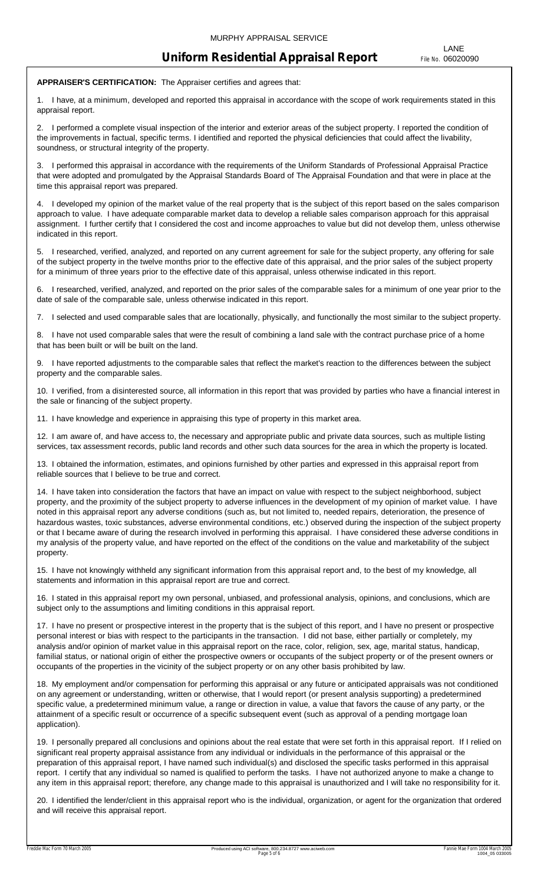**APPRAISER'S CERTIFICATION:** The Appraiser certifies and agrees that:

1. I have, at a minimum, developed and reported this appraisal in accordance with the scope of work requirements stated in this appraisal report.

2. I performed a complete visual inspection of the interior and exterior areas of the subject property. I reported the condition of the improvements in factual, specific terms. I identified and reported the physical deficiencies that could affect the livability, soundness, or structural integrity of the property.

3. I performed this appraisal in accordance with the requirements of the Uniform Standards of Professional Appraisal Practice that were adopted and promulgated by the Appraisal Standards Board of The Appraisal Foundation and that were in place at the time this appraisal report was prepared.

4. I developed my opinion of the market value of the real property that is the subject of this report based on the sales comparison approach to value. I have adequate comparable market data to develop a reliable sales comparison approach for this appraisal assignment. I further certify that I considered the cost and income approaches to value but did not develop them, unless otherwise indicated in this report.

5. I researched, verified, analyzed, and reported on any current agreement for sale for the subject property, any offering for sale of the subject property in the twelve months prior to the effective date of this appraisal, and the prior sales of the subject property for a minimum of three years prior to the effective date of this appraisal, unless otherwise indicated in this report.

6. I researched, verified, analyzed, and reported on the prior sales of the comparable sales for a minimum of one year prior to the date of sale of the comparable sale, unless otherwise indicated in this report.

7. I selected and used comparable sales that are locationally, physically, and functionally the most similar to the subject property.

8. I have not used comparable sales that were the result of combining a land sale with the contract purchase price of a home that has been built or will be built on the land.

9. I have reported adjustments to the comparable sales that reflect the market's reaction to the differences between the subject property and the comparable sales.

10. I verified, from a disinterested source, all information in this report that was provided by parties who have a financial interest in the sale or financing of the subject property.

11. I have knowledge and experience in appraising this type of property in this market area.

12. I am aware of, and have access to, the necessary and appropriate public and private data sources, such as multiple listing services, tax assessment records, public land records and other such data sources for the area in which the property is located.

13. I obtained the information, estimates, and opinions furnished by other parties and expressed in this appraisal report from reliable sources that I believe to be true and correct.

14. I have taken into consideration the factors that have an impact on value with respect to the subject neighborhood, subject property, and the proximity of the subject property to adverse influences in the development of my opinion of market value. I have noted in this appraisal report any adverse conditions (such as, but not limited to, needed repairs, deterioration, the presence of hazardous wastes, toxic substances, adverse environmental conditions, etc.) observed during the inspection of the subject property or that I became aware of during the research involved in performing this appraisal. I have considered these adverse conditions in my analysis of the property value, and have reported on the effect of the conditions on the value and marketability of the subject property.

15. I have not knowingly withheld any significant information from this appraisal report and, to the best of my knowledge, all statements and information in this appraisal report are true and correct.

16. I stated in this appraisal report my own personal, unbiased, and professional analysis, opinions, and conclusions, which are subject only to the assumptions and limiting conditions in this appraisal report.

17. I have no present or prospective interest in the property that is the subject of this report, and I have no present or prospective personal interest or bias with respect to the participants in the transaction. I did not base, either partially or completely, my analysis and/or opinion of market value in this appraisal report on the race, color, religion, sex, age, marital status, handicap, familial status, or national origin of either the prospective owners or occupants of the subject property or of the present owners or occupants of the properties in the vicinity of the subject property or on any other basis prohibited by law.

18. My employment and/or compensation for performing this appraisal or any future or anticipated appraisals was not conditioned on any agreement or understanding, written or otherwise, that I would report (or present analysis supporting) a predetermined specific value, a predetermined minimum value, a range or direction in value, a value that favors the cause of any party, or the attainment of a specific result or occurrence of a specific subsequent event (such as approval of a pending mortgage loan application).

19. I personally prepared all conclusions and opinions about the real estate that were set forth in this appraisal report. If I relied on significant real property appraisal assistance from any individual or individuals in the performance of this appraisal or the preparation of this appraisal report, I have named such individual(s) and disclosed the specific tasks performed in this appraisal report. I certify that any individual so named is qualified to perform the tasks. I have not authorized anyone to make a change to any item in this appraisal report; therefore, any change made to this appraisal is unauthorized and I will take no responsibility for it.

20. I identified the lender/client in this appraisal report who is the individual, organization, or agent for the organization that ordered and will receive this appraisal report.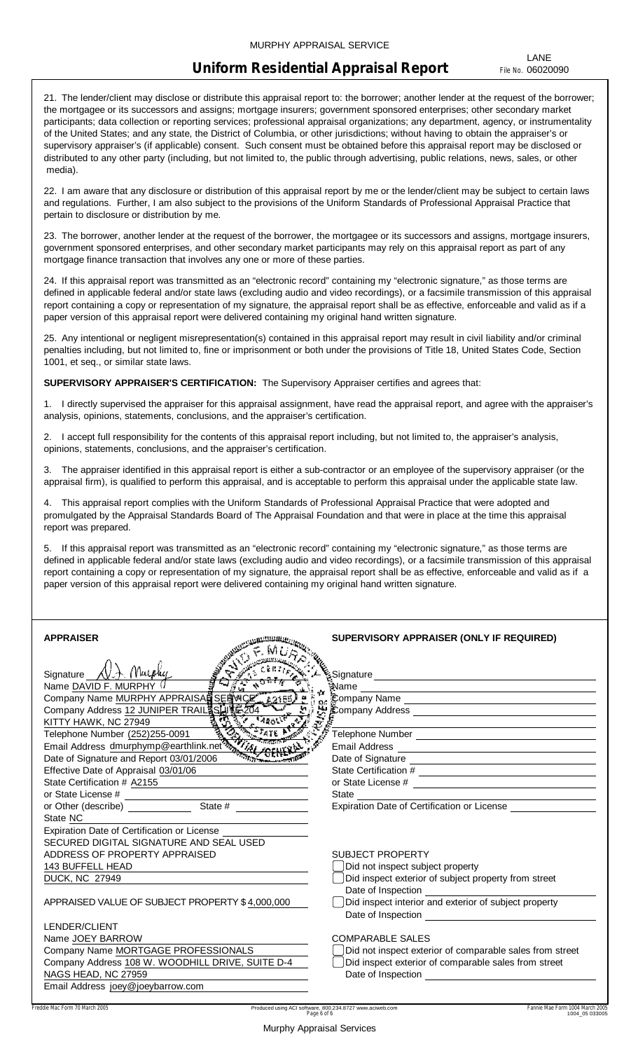MURPHY APPRAISAL SERVICE

# Uniform Residential Appraisal Report

LANE
File No. 06020090

21. The lender/client may disclose or distribute this appraisal report to: the borrower; another lender at the request of the borrower; the mortgagee or its successors and assigns; mortgage insurers; government sponsored enterprises; other secondary market participants; data collection or reporting services; professional appraisal organizations; any department, agency, or instrumentality of the United States; and any state, the District of Columbia, or other jurisdictions; without having to obtain the appraiser's or supervisory appraiser's (if applicable) consent. Such consent must be obtained before this appraisal report may be disclosed or distributed to any other party (including, but not limited to, the public through advertising, public relations, news, sales, or other media).

22. I am aware that any disclosure or distribution of this appraisal report by me or the lender/client may be subject to certain laws and regulations. Further, I am also subject to the provisions of the Uniform Standards of Professional Appraisal Practice that pertain to disclosure or distribution by me.

23. The borrower, another lender at the request of the borrower, the mortgagee or its successors and assigns, mortgage insurers, government sponsored enterprises, and other secondary market participants may rely on this appraisal report as part of any mortgage finance transaction that involves any one or more of these parties.

24. If this appraisal report was transmitted as an "electronic record" containing my "electronic signature," as those terms are defined in applicable federal and/or state laws (excluding audio and video recordings), or a facsimile transmission of this appraisal report containing a copy or representation of my signature, the appraisal report shall be as effective, enforceable and valid as if a paper version of this appraisal report were delivered containing my original hand written signature.

25. Any intentional or negligent misrepresentation(s) contained in this appraisal report may result in civil liability and/or criminal penalties including, but not limited to, fine or imprisonment or both under the provisions of Title 18, United States Code, Section 1001, et seq., or similar state laws.

**SUPERVISORY APPRAISER'S CERTIFICATION:** The Supervisory Appraiser certifies and agrees that:

1. I directly supervised the appraiser for this appraisal assignment, have read the appraisal report, and agree with the appraiser's analysis, opinions, statements, conclusions, and the appraiser's certification.

2. I accept full responsibility for the contents of this appraisal report including, but not limited to, the appraiser's analysis, opinions, statements, conclusions, and the appraiser's certification.

3. The appraiser identified in this appraisal report is either a sub-contractor or an employee of the supervisory appraiser (or the appraisal firm), is qualified to perform this appraisal, and is acceptable to perform this appraisal under the applicable state law.

4. This appraisal report complies with the Uniform Standards of Professional Appraisal Practice that were adopted and promulgated by the Appraisal Standards Board of The Appraisal Foundation and that were in place at the time this appraisal report was prepared.

5. If this appraisal report was transmitted as an "electronic record" containing my "electronic signature," as those terms are defined in applicable federal and/or state laws (excluding audio and video recordings), or a facsimile transmission of this appraisal report containing a copy or representation of my signature, the appraisal report shall be as effective, enforceable and valid as if a paper version of this appraisal report were delivered containing my original hand written signature.

**APPRAISER**

Signature D.F. Murphy
Name DAVID F. MURPHY
Company Name MURPHY APPRAISAL SERVICE
Company Address 12 JUNIPER TRAIL, SUITE 204
KITTY HAWK, NC 27949
Telephone Number (252)255-0091
Email Address dmurphymp@earthlink.net
Date of Signature and Report 03/01/2006
Effective Date of Appraisal 03/01/06
State Certification # A2155
or State License #
or Other (describe) State #
State NC
Expiration Date of Certification or License
SECURED DIGITAL SIGNATURE AND SEAL USED

ADDRESS OF PROPERTY APPRAISED
143 BUFFELL HEAD
DUCK, NC 27949

APPRAISED VALUE OF SUBJECT PROPERTY $ 4,000,000

LENDER/CLIENT
Name JOEY BARROW
Company Name MORTGAGE PROFESSIONALS
Company Address 108 W. WOODHILL DRIVE, SUITE D-4
NAGS HEAD, NC 27959
Email Address joey@joeybarrow.com

**SUPERVISORY APPRAISER (ONLY IF REQUIRED)**

Signature
Name
Company Name
Company Address
Telephone Number
Email Address
Date of Signature
State Certification #
or State License #
State
Expiration Date of Certification or License

SUBJECT PROPERTY
☐ Did not inspect subject property
☐ Did inspect exterior of subject property from street
Date of Inspection
☐ Did inspect interior and exterior of subject property
Date of Inspection

COMPARABLE SALES
☐ Did not inspect exterior of comparable sales from street
☐ Did inspect exterior of comparable sales from street
Date of Inspection

Freddie Mac Form 70 March 2005 — Produced using ACI software, 800.234.8727 www.aciweb.com — Fannie Mae Form 1004 March 2005

Murphy Appraisal Services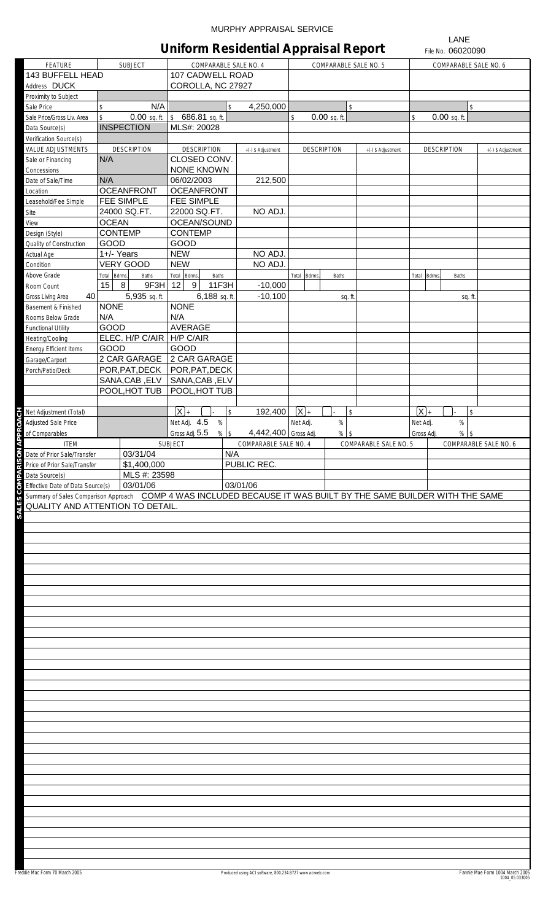MURPHY APPRAISAL SERVICE

# Uniform Residential Appraisal Report

LANE
File No. 06020090

| FEATURE | SUBJECT | COMPARABLE SALE NO. 4 | | COMPARABLE SALE NO. 5 | | COMPARABLE SALE NO. 6 | |
|---|---|---|---|---|---|---|---|
| Address | 143 BUFFELL HEAD DUCK | 107 CADWELL ROAD COROLLA, NC 27927 | | | | | |
| Proximity to Subject | | | | | | | |
| Sale Price | $ N/A | | $ 4,250,000 | | $ | | $ |
| Sale Price/Gross Liv. Area | $ 0.00 sq. ft. | $ 686.81 sq. ft. | | $ 0.00 sq. ft. | | $ 0.00 sq. ft. | |
| Data Source(s) | INSPECTION | MLS#: 20028 | | | | | |
| Verification Source(s) | | | | | | | |
| VALUE ADJUSTMENTS | DESCRIPTION | DESCRIPTION | +(-) $ Adjustment | DESCRIPTION | +(-) $ Adjustment | DESCRIPTION | +(-) $ Adjustment |
| Sale or Financing Concessions | N/A | CLOSED CONV. NONE KNOWN | | | | | |
| Date of Sale/Time | N/A | 06/02/2003 | 212,500 | | | | |
| Location | OCEANFRONT | OCEANFRONT | | | | | |
| Leasehold/Fee Simple | FEE SIMPLE | FEE SIMPLE | | | | | |
| Site | 24000 SQ.FT. | 22000 SQ.FT. | NO ADJ. | | | | |
| View | OCEAN | OCEAN/SOUND | | | | | |
| Design (Style) | CONTEMP | CONTEMP | | | | | |
| Quality of Construction | GOOD | GOOD | | | | | |
| Actual Age | 1+/- Years | NEW | NO ADJ. | | | | |
| Condition | VERY GOOD | NEW | NO ADJ. | | | | |
| Above Grade Room Count (Total / Bdrms. / Baths) | 15 / 8 / 9F3H | 12 / 9 / 11F3H | -10,000 | | | | |
| Gross Living Area 40 | 5,935 sq. ft. | 6,188 sq. ft. | -10,100 | sq. ft. | | sq. ft. | |
| Basement & Finished Rooms Below Grade | NONE N/A | NONE N/A | | | | | |
| Functional Utility | GOOD | AVERAGE | | | | | |
| Heating/Cooling | ELEC. H/P C/AIR | H/P C/AIR | | | | | |
| Energy Efficient Items | GOOD | GOOD | | | | | |
| Garage/Carport | 2 CAR GARAGE | 2 CAR GARAGE | | | | | |
| Porch/Patio/Deck | POR,PAT,DECK | POR,PAT,DECK | | | | | |
| | SANA,CAB ,ELV | SANA,CAB ,ELV | | | | | |
| | POOL,HOT TUB | POOL,HOT TUB | | | | | |
| Net Adjustment (Total) | | [X] + [ ] - | $ 192,400 | [X] + [ ] - | $ | [X] + [ ] - | $ |
| Adjusted Sale Price of Comparables | | Net Adj. 4.5 % Gross Adj. 5.5 % | $ 4,442,400 | Net Adj. % Gross Adj. % | $ | Net Adj. % Gross Adj. % | $ |

| ITEM | SUBJECT | COMPARABLE SALE NO. 4 | COMPARABLE SALE NO. 5 | COMPARABLE SALE NO. 6 |
|---|---|---|---|---|
| Date of Prior Sale/Transfer | 03/31/04 | N/A | | |
| Price of Prior Sale/Transfer | $1,400,000 | PUBLIC REC. | | |
| Data Source(s) | MLS #: 23598 | | | |
| Effective Date of Data Source(s) | 03/01/06 | 03/01/06 | | |

Summary of Sales Comparison Approach COMP 4 WAS INCLUDED BECAUSE IT WAS BUILT BY THE SAME BUILDER WITH THE SAME QUALITY AND ATTENTION TO DETAIL.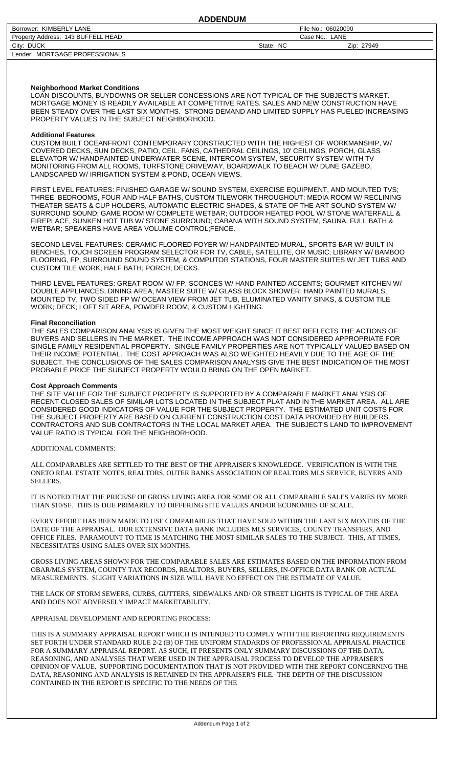# ADDENDUM

| Borrower: KIMBERLY LANE | File No.: 06020090 | |
|---|---|---|
| Property Address: 143 BUFFELL HEAD | Case No.: LANE | |
| City: DUCK | State: NC | Zip: 27949 |
| Lender: MORTGAGE PROFESSIONALS | | |

**Neighborhood Market Conditions**

LOAN DISCOUNTS, BUYDOWNS OR SELLER CONCESSIONS ARE NOT TYPICAL OF THE SUBJECT'S MARKET. MORTGAGE MONEY IS READILY AVAILABLE AT COMPETITIVE RATES. SALES AND NEW CONSTRUCTION HAVE BEEN STEADY OVER THE LAST SIX MONTHS. STRONG DEMAND AND LIMITED SUPPLY HAS FUELED INCREASING PROPERTY VALUES IN THE SUBJECT NEIGHBORHOOD.

**Additional Features**

CUSTOM BUILT OCEANFRONT CONTEMPORARY CONSTRUCTED WITH THE HIGHEST OF WORKMANSHIP, W/ COVERED DECKS, SUN DECKS, PATIO, CEIL. FANS, CATHEDRAL CEILINGS, 10' CEILINGS, PORCH, GLASS ELEVATOR W/ HANDPAINTED UNDERWATER SCENE, INTERCOM SYSTEM, SECURITY SYSTEM WITH TV MONITORING FROM ALL ROOMS, TURFSTONE DRIVEWAY, BOARDWALK TO BEACH W/ DUNE GAZEBO, LANDSCAPED W/ IRRIGATION SYSTEM & POND, OCEAN VIEWS.

FIRST LEVEL FEATURES: FINISHED GARAGE W/ SOUND SYSTEM, EXERCISE EQUIPMENT, AND MOUNTED TVS; THREE BEDROOMS, FOUR AND HALF BATHS, CUSTOM TILEWORK THROUGHOUT; MEDIA ROOM W/ RECLINING THEATER SEATS & CUP HOLDERS, AUTOMATIC ELECTRIC SHADES, & STATE OF THE ART SOUND SYSTEM W/ SURROUND SOUND; GAME ROOM W/ COMPLETE WETBAR; OUTDOOR HEATED POOL W/ STONE WATERFALL & FIREPLACE, SUNKEN HOT TUB W/ STONE SURROUND; CABANA WITH SOUND SYSTEM, SAUNA, FULL BATH & WETBAR; SPEAKERS HAVE AREA VOLUME CONTROL;FENCE.

SECOND LEVEL FEATURES: CERAMIC FLOORED FOYER W/ HANDPAINTED MURAL, SPORTS BAR W/ BUILT IN BENCHES, TOUCH SCREEN PROGRAM SELECTOR FOR TV, CABLE, SATELLITE, OR MUSIC; LIBRARY W/ BAMBOO FLOORING, FP, SURROUND SOUND SYSTEM, & COMPUTOR STATIONS, FOUR MASTER SUITES W/ JET TUBS AND CUSTOM TILE WORK; HALF BATH; PORCH; DECKS.

THIRD LEVEL FEATURES: GREAT ROOM W/ FP, SCONCES W/ HAND PAINTED ACCENTS; GOURMET KITCHEN W/ DOUBLE APPLIANCES; DINING AREA; MASTER SUITE W/ GLASS BLOCK SHOWER, HAND PAINTED MURALS, MOUNTED TV, TWO SIDED FP W/ OCEAN VIEW FROM JET TUB, ELUMINATED VANITY SINKS, & CUSTOM TILE WORK; DECK; LOFT SIT AREA, POWDER ROOM, & CUSTOM LIGHTING.

**Final Reconciliation**

THE SALES COMPARISON ANALYSIS IS GIVEN THE MOST WEIGHT SINCE IT BEST REFLECTS THE ACTIONS OF BUYERS AND SELLERS IN THE MARKET. THE INCOME APPROACH WAS NOT CONSIDERED APPROPRIATE FOR SINGLE FAMILY RESIDENTIAL PROPERTY. SINGLE FAMILY PROPERTIES ARE NOT TYPICALLY VALUED BASED ON THEIR INCOME POTENTIAL. THE COST APPROACH WAS ALSO WEIGHTED HEAVILY DUE TO THE AGE OF THE SUBJECT. THE CONCLUSIONS OF THE SALES COMPARISON ANALYSIS GIVE THE BEST INDICATION OF THE MOST PROBABLE PRICE THE SUBJECT PROPERTY WOULD BRING ON THE OPEN MARKET.

**Cost Approach Comments**

THE SITE VALUE FOR THE SUBJECT PROPERTY IS SUPPORTED BY A COMPARABLE MARKET ANALYSIS OF RECENT CLOSED SALES OF SIMILAR LOTS LOCATED IN THE SUBJECT PLAT AND IN THE MARKET AREA. ALL ARE CONSIDERED GOOD INDICATORS OF VALUE FOR THE SUBJECT PROPERTY. THE ESTIMATED UNIT COSTS FOR THE SUBJECT PROPERTY ARE BASED ON CURRENT CONSTRUCTION COST DATA PROVIDED BY BUILDERS, CONTRACTORS AND SUB CONTRACTORS IN THE LOCAL MARKET AREA. THE SUBJECT'S LAND TO IMPROVEMENT VALUE RATIO IS TYPICAL FOR THE NEIGHBORHOOD.

ADDITIONAL COMMENTS:

ALL COMPARABLES ARE SETTLED TO THE BEST OF THE APPRAISER'S KNOWLEDGE. VERIFICATION IS WITH THE ONETO REAL ESTATE NOTES, REALTORS, OUTER BANKS ASSOCIATION OF REALTORS MLS SERVICE, BUYERS AND SELLERS.

IT IS NOTED THAT THE PRICE/SF OF GROSS LIVING AREA FOR SOME OR ALL COMPARABLE SALES VARIES BY MORE THAN $10/SF. THIS IS DUE PRIMARILY TO DIFFERING SITE VALUES AND/OR ECONOMIES OF SCALE.

EVERY EFFORT HAS BEEN MADE TO USE COMPARABLES THAT HAVE SOLD WITHIN THE LAST SIX MONTHS OF THE DATE OF THE APPRAISAL. OUR EXTENSIVE DATA BANK INCLUDES MLS SERVICES, COUNTY TRANSFERS, AND OFFICE FILES. PARAMOUNT TO TIME IS MATCHING THE MOST SIMILAR SALES TO THE SUBJECT. THIS, AT TIMES, NECESSITATES USING SALES OVER SIX MONTHS.

GROSS LIVING AREAS SHOWN FOR THE COMPARABLE SALES ARE ESTIMATES BASED ON THE INFORMATION FROM OBAR/MLS SYSTEM, COUNTY TAX RECORDS, REALTORS, BUYERS, SELLERS, IN-OFFICE DATA BANK OR ACTUAL MEASUREMENTS. SLIGHT VARIATIONS IN SIZE WILL HAVE NO EFFECT ON THE ESTIMATE OF VALUE.

THE LACK OF STORM SEWERS, CURBS, GUTTERS, SIDEWALKS AND/ OR STREET LIGHTS IS TYPICAL OF THE AREA AND DOES NOT ADVERSELY IMPACT MARKETABILITY.

APPRAISAL DEVELOPMENT AND REPORTING PROCESS:

THIS IS A SUMMARY APPRAISAL REPORT WHICH IS INTENDED TO COMPLY WITH THE REPORTING REQUIREMENTS SET FORTH UNDER STANDARD RULE 2-2 (B) OF THE UNIFORM STADARDS OF PROFESSIONAL APPRAISAL PRACTICE FOR A SUMMARY APPRAISAL REPORT. AS SUCH, IT PRESENTS ONLY SUMMARY DISCUSSIONS OF THE DATA, REASONING, AND ANALYSES THAT WERE USED IN THE APPRAISAL PROCESS TO DEVELOP THE APPRAISER'S OPINION OF VALUE. SUPPORTING DOCUMENTATION THAT IS NOT PROVIDED WITH THE REPORT CONCERNING THE DATA, REASONING AND ANALYSIS IS RETAINED IN THE APPRAISER'S FILE. THE DEPTH OF THE DISCUSSION CONTAINED IN THE REPORT IS SPECIFIC TO THE NEEDS OF THE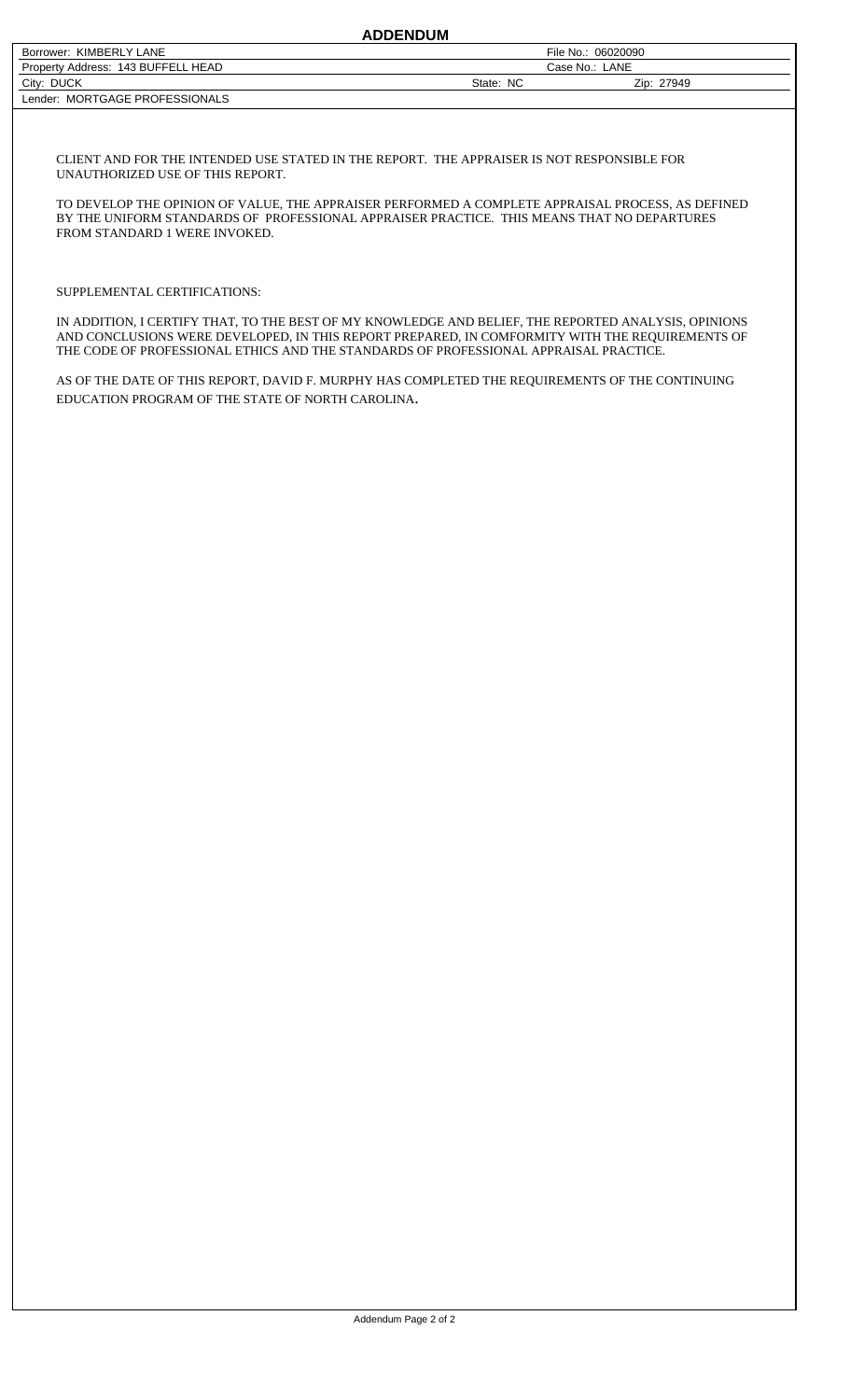# ADDENDUM

| Borrower: KIMBERLY LANE | | File No.: 06020090 |
|---|---|---|
| Property Address: 143 BUFFELL HEAD | | Case No.: LANE |
| City: DUCK | State: NC | Zip: 27949 |
| Lender: MORTGAGE PROFESSIONALS | | |

CLIENT AND FOR THE INTENDED USE STATED IN THE REPORT. THE APPRAISER IS NOT RESPONSIBLE FOR UNAUTHORIZED USE OF THIS REPORT.

TO DEVELOP THE OPINION OF VALUE, THE APPRAISER PERFORMED A COMPLETE APPRAISAL PROCESS, AS DEFINED BY THE UNIFORM STANDARDS OF PROFESSIONAL APPRAISER PRACTICE. THIS MEANS THAT NO DEPARTURES FROM STANDARD 1 WERE INVOKED.

SUPPLEMENTAL CERTIFICATIONS:

IN ADDITION, I CERTIFY THAT, TO THE BEST OF MY KNOWLEDGE AND BELIEF, THE REPORTED ANALYSIS, OPINIONS AND CONCLUSIONS WERE DEVELOPED, IN THIS REPORT PREPARED, IN COMFORMITY WITH THE REQUIREMENTS OF THE CODE OF PROFESSIONAL ETHICS AND THE STANDARDS OF PROFESSIONAL APPRAISAL PRACTICE.

AS OF THE DATE OF THIS REPORT, DAVID F. MURPHY HAS COMPLETED THE REQUIREMENTS OF THE CONTINUING EDUCATION PROGRAM OF THE STATE OF NORTH CAROLINA.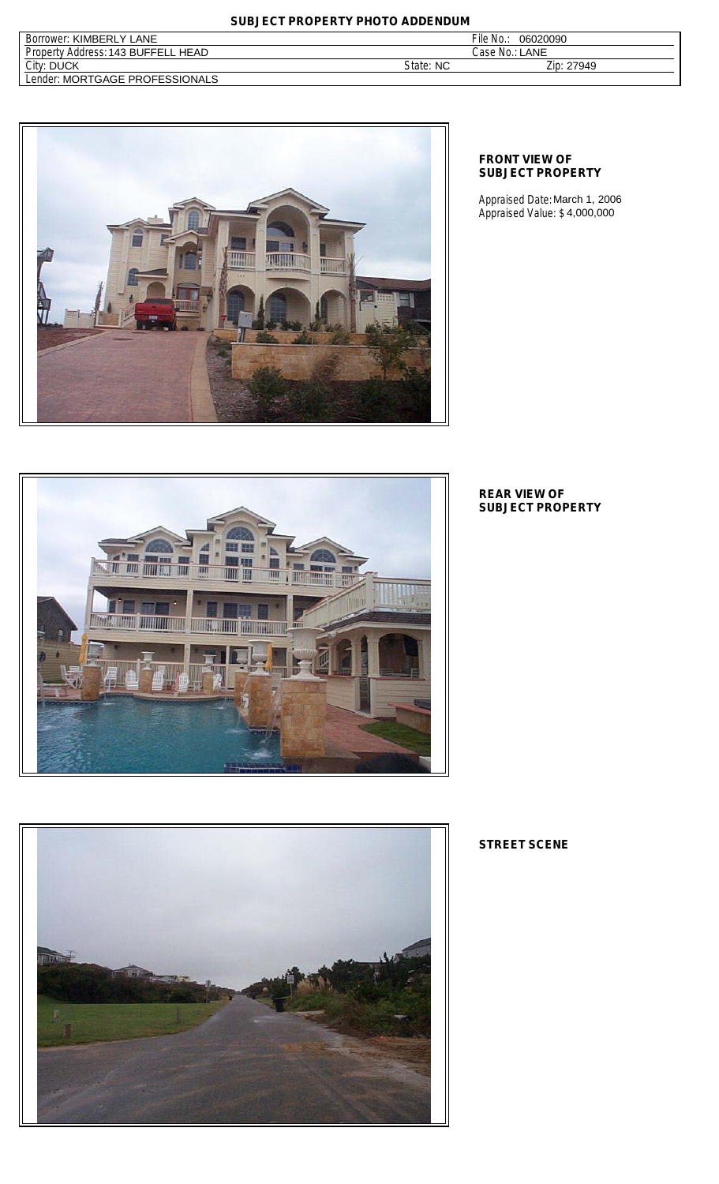# SUBJECT PROPERTY PHOTO ADDENDUM

| Borrower: KIMBERLY LANE | | File No.: 06020090 |
|---|---|---|
| Property Address: 143 BUFFELL HEAD | | Case No.: LANE |
| City: DUCK | State: NC | Zip: 27949 |
| Lender: MORTGAGE PROFESSIONALS | | |

**FRONT VIEW OF SUBJECT PROPERTY**

Appraised Date: March 1, 2006
Appraised Value: $ 4,000,000

**REAR VIEW OF SUBJECT PROPERTY**

**STREET SCENE**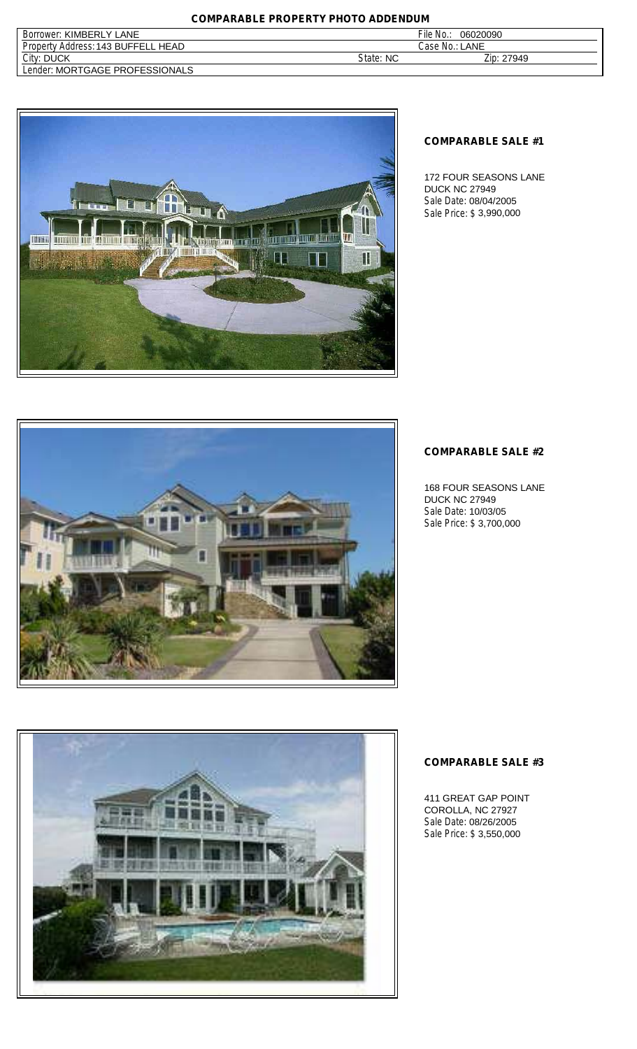# COMPARABLE PROPERTY PHOTO ADDENDUM

| | | |
|---|---|---|
| Borrower: KIMBERLY LANE | | File No.: 06020090 |
| Property Address: 143 BUFFELL HEAD | | Case No.: LANE |
| City: DUCK | State: NC | Zip: 27949 |
| Lender: MORTGAGE PROFESSIONALS | | |

## COMPARABLE SALE #1

172 FOUR SEASONS LANE
DUCK NC 27949
Sale Date: 08/04/2005
Sale Price: $ 3,990,000

## COMPARABLE SALE #2

168 FOUR SEASONS LANE
DUCK NC 27949
Sale Date: 10/03/05
Sale Price: $ 3,700,000

## COMPARABLE SALE #3

411 GREAT GAP POINT
COROLLA, NC 27927
Sale Date: 08/26/2005
Sale Price: $ 3,550,000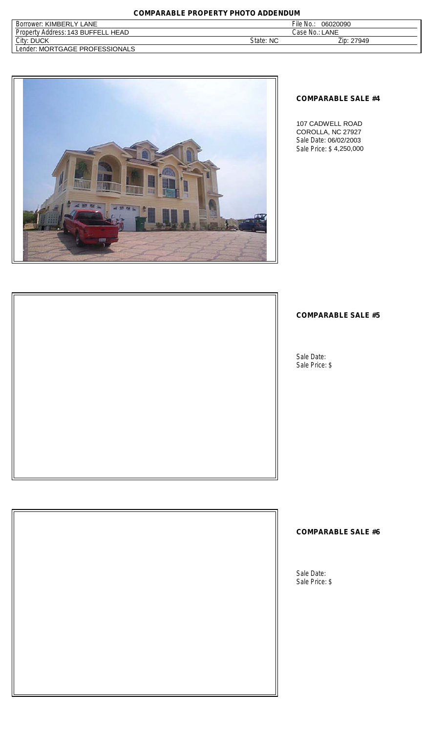# COMPARABLE PROPERTY PHOTO ADDENDUM

| Borrower: KIMBERLY LANE | | File No.: 06020090 |
|---|---|---|
| Property Address: 143 BUFFELL HEAD | | Case No.: LANE |
| City: DUCK | State: NC | Zip: 27949 |
| Lender: MORTGAGE PROFESSIONALS | | |

**COMPARABLE SALE #4**

107 CADWELL ROAD
COROLLA, NC 27927
Sale Date: 06/02/2003
Sale Price: $ 4,250,000

**COMPARABLE SALE #5**

Sale Date:
Sale Price: $

**COMPARABLE SALE #6**

Sale Date:
Sale Price: $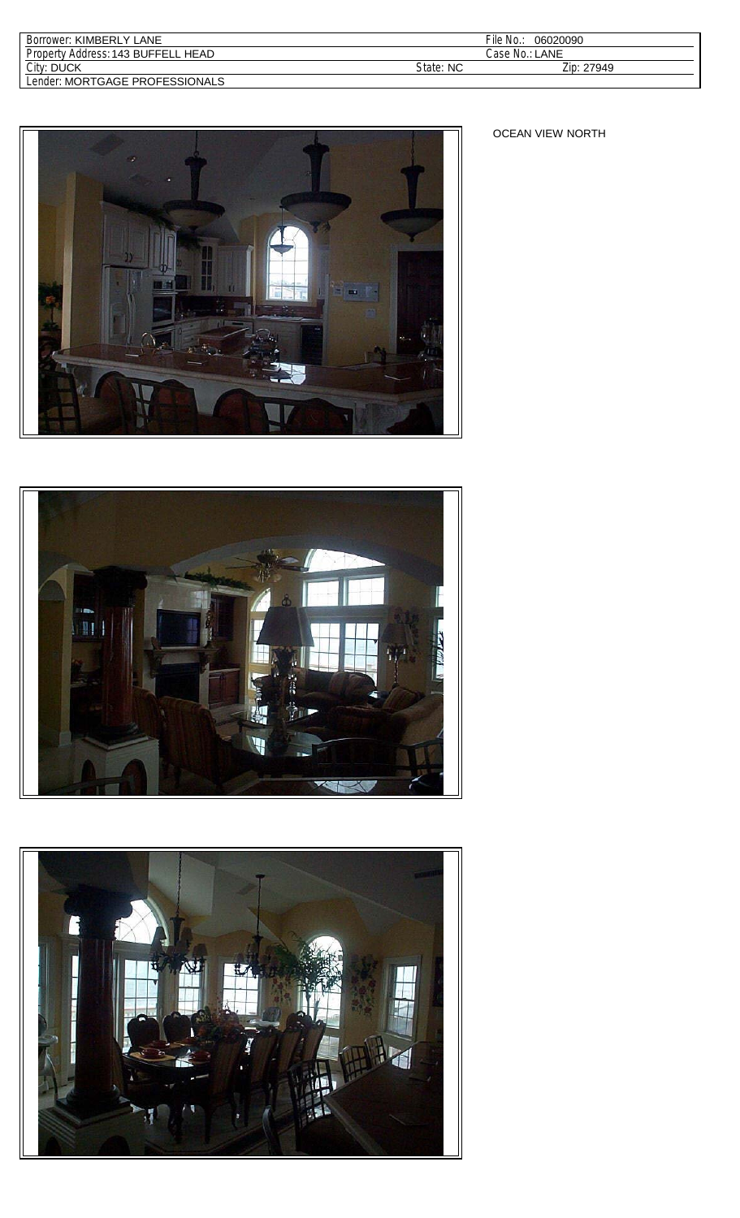| Borrower: KIMBERLY LANE | | File No.: 06020090 |
| --- | --- | --- |
| Property Address: 143 BUFFELL HEAD | | Case No.: LANE |
| City: DUCK | State: NC | Zip: 27949 |
| Lender: MORTGAGE PROFESSIONALS | | |

OCEAN VIEW NORTH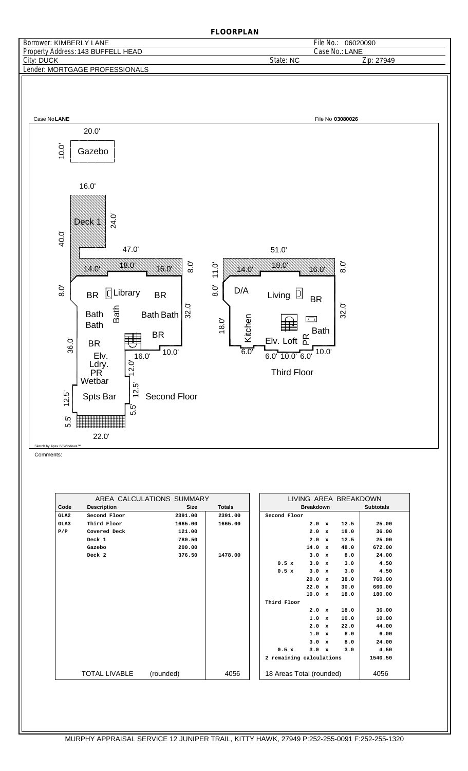# FLOORPLAN

| | |
|---|---|
| Borrower: KIMBERLY LANE | File No.: 06020090 |
| Property Address: 143 BUFFELL HEAD | Case No.: LANE |
| City: DUCK | State: NC Zip: 27949 |
| Lender: MORTGAGE PROFESSIONALS | |

Case No **LANE** File No **03080026**

20.0'
10.0'
Gazebo

16.0'
Deck 1
24.0'
40.0'

47.0'
14.0' 18.0' 16.0' 8.0'
8.0'
BR Library BR
Bath Bath Bath Bath
32.0'
BR
BR
36.0'
10.0'
16.0'
Elv.
Ldry.
PR
Wetbar
12.0'
12.5'
12.5'
Spts Bar
Second Floor
5.5'
5.5'
22.0'

51.0'
11.0' 14.0' 18.0' 16.0' 8.0'
8.0'
D/A
Living BR
32.0'
18.0'
Kitchen
Bath
Elv. Loft PR
6.0' 10.0'
6.0' 10.0' 6.0'
Third Floor

Sketch by Apex IV Windows™

Comments:

| Code | Description | Size | Totals |
|---|---|---|---|
| | **AREA CALCULATIONS SUMMARY** | | |
| GLA2 | Second Floor | 2391.00 | 2391.00 |
| GLA3 | Third Floor | 1665.00 | 1665.00 |
| P/P | Covered Deck | 121.00 | |
| | Deck 1 | 780.50 | |
| | Gazebo | 200.00 | |
| | Deck 2 | 376.50 | 1478.00 |
| | TOTAL LIVABLE (rounded) | | 4056 |

| LIVING AREA BREAKDOWN Breakdown | Subtotals |
|---|---|
| Second Floor | |
| 2.0 x 12.5 | 25.00 |
| 2.0 x 18.0 | 36.00 |
| 2.0 x 12.5 | 25.00 |
| 14.0 x 48.0 | 672.00 |
| 3.0 x 8.0 | 24.00 |
| 0.5 x 3.0 x 3.0 | 4.50 |
| 0.5 x 3.0 x 3.0 | 4.50 |
| 20.0 x 38.0 | 760.00 |
| 22.0 x 30.0 | 660.00 |
| 10.0 x 18.0 | 180.00 |
| Third Floor | |
| 2.0 x 18.0 | 36.00 |
| 1.0 x 10.0 | 10.00 |
| 2.0 x 22.0 | 44.00 |
| 1.0 x 6.0 | 6.00 |
| 3.0 x 8.0 | 24.00 |
| 0.5 x 3.0 x 3.0 | 4.50 |
| 2 remaining calculations | 1540.50 |
| 18 Areas Total (rounded) | 4056 |

MURPHY APPRAISAL SERVICE 12 JUNIPER TRAIL, KITTY HAWK, 27949 P:252-255-0091 F:252-255-1320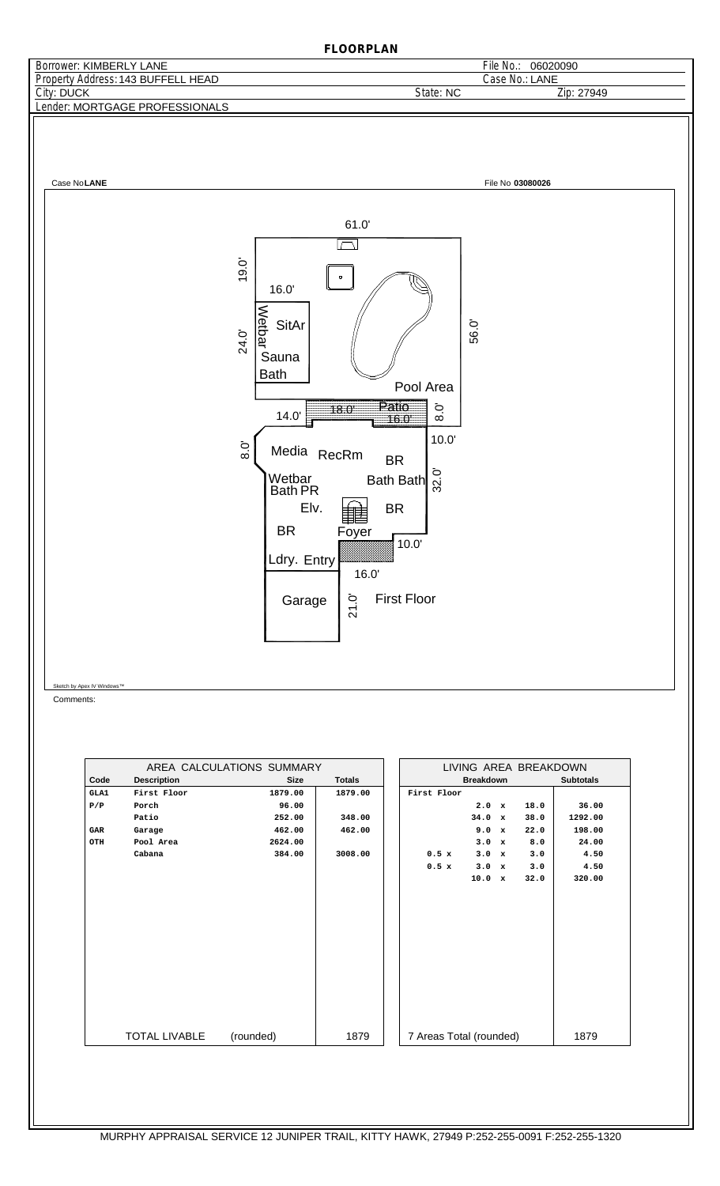# FLOORPLAN

| | | |
|---|---|---|
| Borrower: KIMBERLY LANE | | File No.: 06020090 |
| Property Address: 143 BUFFELL HEAD | | Case No.: LANE |
| City: DUCK | State: NC | Zip: 27949 |
| Lender: MORTGAGE PROFESSIONALS | | |

Case No **LANE** File No **03080026**

61.0'
19.0'
16.0'
Wetbar
SitAr
24.0'
Sauna
Bath
56.0'
Pool Area
14.0'
18.0'
Patio
16.0'
8.0'
10.0'
8.0'
Media RecRm
BR
Wetbar
Bath PR
Bath Bath
32.0'
Elv.
BR
BR
Foyer
10.0'
Ldry. Entry
16.0'
Garage
21.0'
First Floor

Sketch by Apex IV Windows™

Comments:

| AREA CALCULATIONS SUMMARY | | | |
|---|---|---|---|
| **Code** | **Description** | **Size** | **Totals** |
| GLA1 | First Floor | 1879.00 | 1879.00 |
| P/P | Porch | 96.00 | |
| | Patio | 252.00 | 348.00 |
| GAR | Garage | 462.00 | 462.00 |
| OTH | Pool Area | 2624.00 | |
| | Cabana | 384.00 | 3008.00 |
| | TOTAL LIVABLE | (rounded) | 1879 |

| LIVING AREA BREAKDOWN | | |
|---|---|---|
| | **Breakdown** | **Subtotals** |
| First Floor | | |
| | 2.0 x 18.0 | 36.00 |
| | 34.0 x 38.0 | 1292.00 |
| | 9.0 x 22.0 | 198.00 |
| | 3.0 x 8.0 | 24.00 |
| 0.5 x | 3.0 x 3.0 | 4.50 |
| 0.5 x | 3.0 x 3.0 | 4.50 |
| | 10.0 x 32.0 | 320.00 |
| 7 Areas Total (rounded) | | 1879 |

MURPHY APPRAISAL SERVICE 12 JUNIPER TRAIL, KITTY HAWK, 27949 P:252-255-0091 F:252-255-1320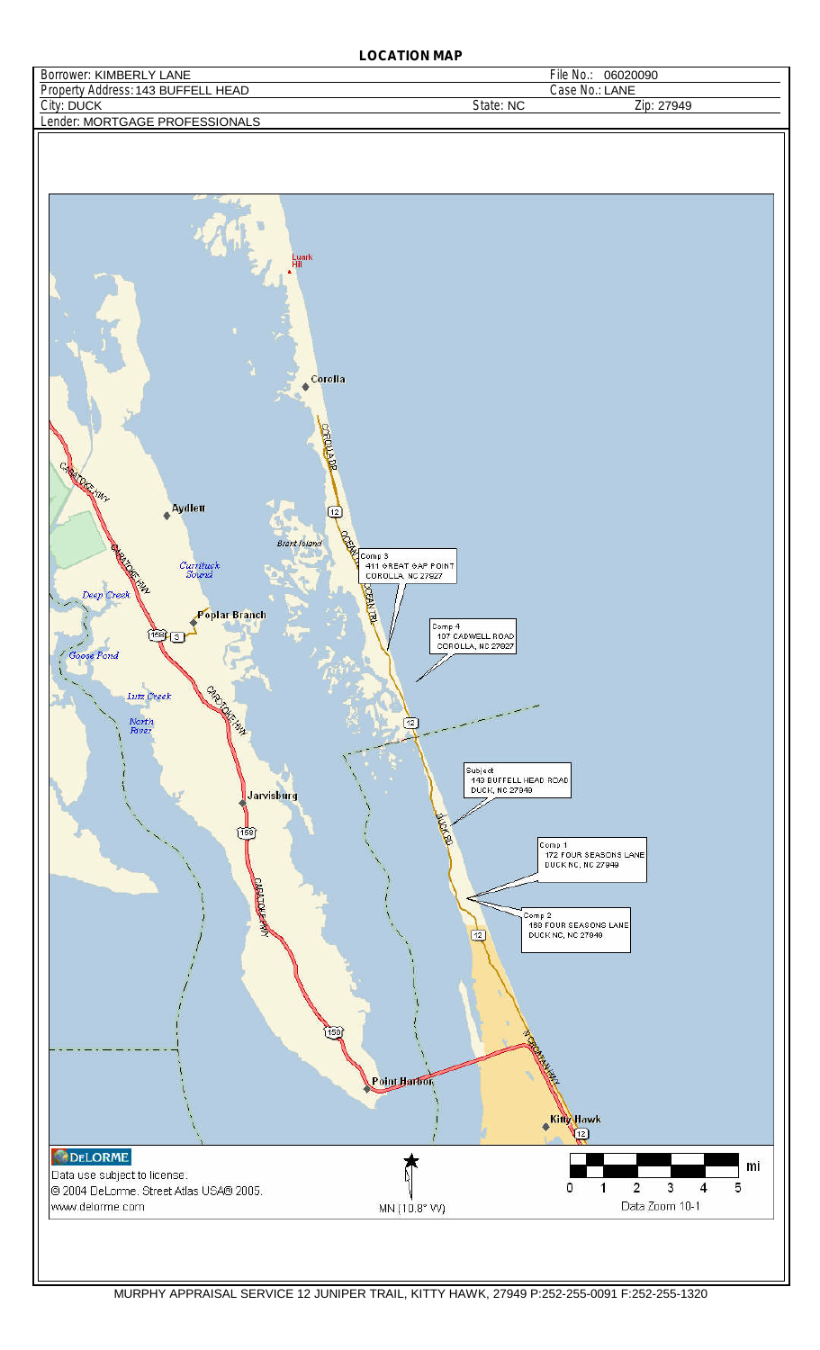# LOCATION MAP

| | | |
|---|---|---|
| Borrower: KIMBERLY LANE | | File No.: 06020090 |
| Property Address: 143 BUFFELL HEAD | | Case No.: LANE |
| City: DUCK | State: NC | Zip: 27949 |
| Lender: MORTGAGE PROFESSIONALS | | |

Comp 3
411 GREAT GAP POINT
COROLLA, NC 27927

Comp 4
107 CADWELL ROAD
COROLLA, NC 27927

Subject
143 BUFFELL HEAD ROAD
DUCK, NC 27949

Comp 1
172 FOUR SEASONS LANE
DUCK NC, NC 27949

Comp 2
180 FOUR SEASONS LANE
DUCK NC, NC 27949

DELORME
Data use subject to license.
© 2004 DeLorme. Street Atlas USA® 2005.
www.delorme.com

MN (10.8° W)

0 1 2 3 4 5 mi
Data Zoom 10-1

MURPHY APPRAISAL SERVICE 12 JUNIPER TRAIL, KITTY HAWK, 27949 P:252-255-0091 F:252-255-1320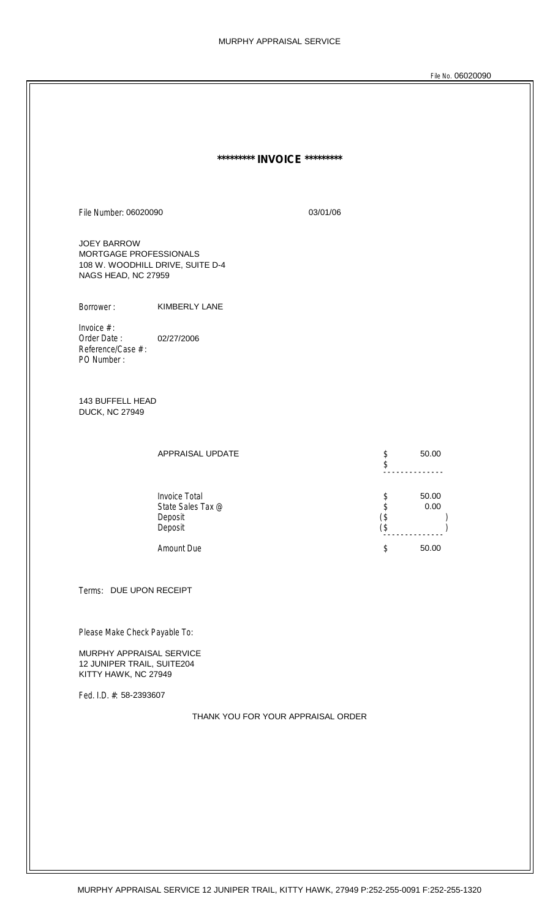File No. 06020090

# ********* INVOICE *********

File Number: 06020090 03/01/06

JOEY BARROW
MORTGAGE PROFESSIONALS
108 W. WOODHILL DRIVE, SUITE D-4
NAGS HEAD, NC 27959

Borrower : KIMBERLY LANE

Invoice # :
Order Date : 02/27/2006
Reference/Case # :
PO Number :

143 BUFFELL HEAD
DUCK, NC 27949

| | | |
|---|---|---|
| APPRAISAL UPDATE | $ | 50.00 |
| | $ | |
| Invoice Total | $ | 50.00 |
| State Sales Tax @ | $ | 0.00 |
| Deposit | ($ | ) |
| Deposit | ($ | ) |
| Amount Due | $ | 50.00 |

Terms: DUE UPON RECEIPT

Please Make Check Payable To:

MURPHY APPRAISAL SERVICE
12 JUNIPER TRAIL, SUITE204
KITTY HAWK, NC 27949

Fed. I.D. #: 58-2393607

THANK YOU FOR YOUR APPRAISAL ORDER

MURPHY APPRAISAL SERVICE 12 JUNIPER TRAIL, KITTY HAWK, 27949 P:252-255-0091 F:252-255-1320